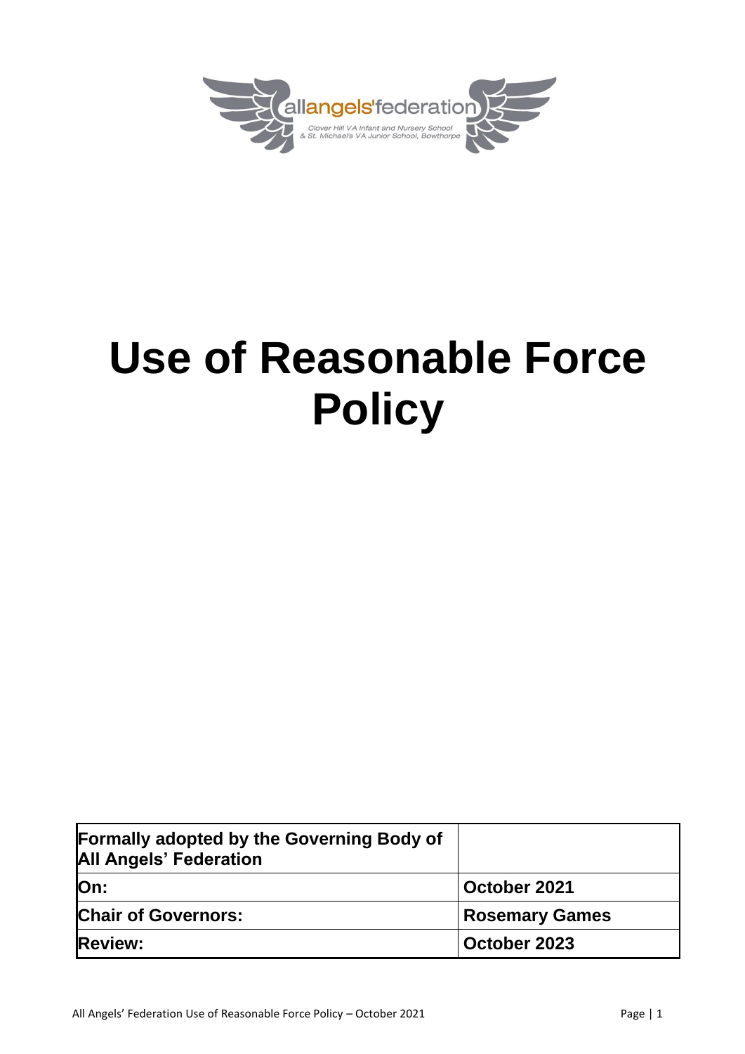allangels'federation

Clover Hill VA Infant and Nursery School
& St. Michael's VA Junior School, Bowthorpe

# Use of Reasonable Force Policy

| Formally adopted by the Governing Body of All Angels' Federation | |
|---|---|
| On: | October 2021 |
| Chair of Governors: | Rosemary Games |
| Review: | October 2023 |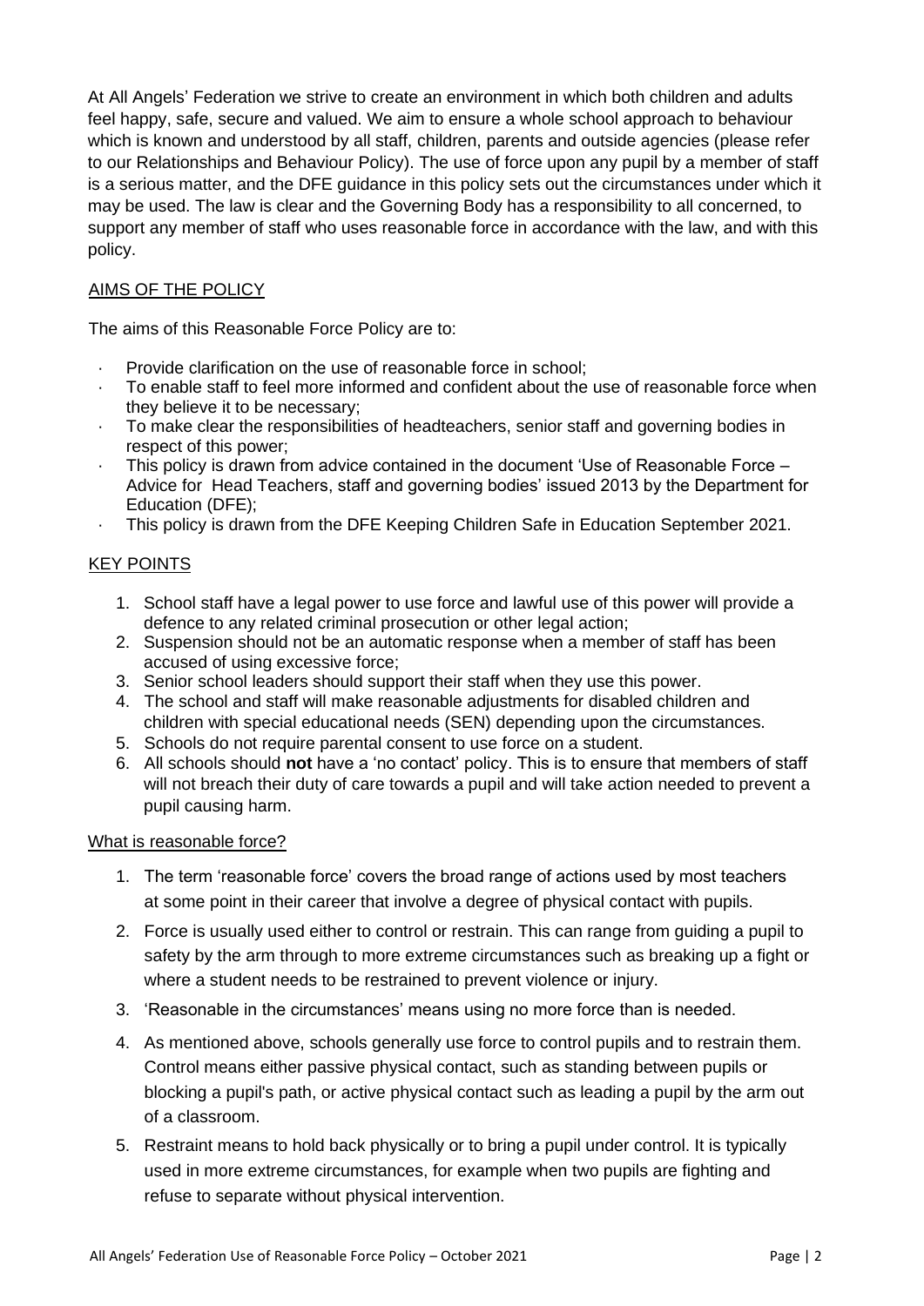At All Angels' Federation we strive to create an environment in which both children and adults feel happy, safe, secure and valued. We aim to ensure a whole school approach to behaviour which is known and understood by all staff, children, parents and outside agencies (please refer to our Relationships and Behaviour Policy). The use of force upon any pupil by a member of staff is a serious matter, and the DFE guidance in this policy sets out the circumstances under which it may be used. The law is clear and the Governing Body has a responsibility to all concerned, to support any member of staff who uses reasonable force in accordance with the law, and with this policy.

## AIMS OF THE POLICY

The aims of this Reasonable Force Policy are to:

- Provide clarification on the use of reasonable force in school;
- To enable staff to feel more informed and confident about the use of reasonable force when they believe it to be necessary;
- To make clear the responsibilities of headteachers, senior staff and governing bodies in respect of this power;
- This policy is drawn from advice contained in the document 'Use of Reasonable Force – Advice for Head Teachers, staff and governing bodies' issued 2013 by the Department for Education (DFE);
- This policy is drawn from the DFE Keeping Children Safe in Education September 2021.

## KEY POINTS

1. School staff have a legal power to use force and lawful use of this power will provide a defence to any related criminal prosecution or other legal action;
2. Suspension should not be an automatic response when a member of staff has been accused of using excessive force;
3. Senior school leaders should support their staff when they use this power.
4. The school and staff will make reasonable adjustments for disabled children and children with special educational needs (SEN) depending upon the circumstances.
5. Schools do not require parental consent to use force on a student.
6. All schools should **not** have a 'no contact' policy. This is to ensure that members of staff will not breach their duty of care towards a pupil and will take action needed to prevent a pupil causing harm.

### What is reasonable force?

1. The term 'reasonable force' covers the broad range of actions used by most teachers at some point in their career that involve a degree of physical contact with pupils.
2. Force is usually used either to control or restrain. This can range from guiding a pupil to safety by the arm through to more extreme circumstances such as breaking up a fight or where a student needs to be restrained to prevent violence or injury.
3. 'Reasonable in the circumstances' means using no more force than is needed.
4. As mentioned above, schools generally use force to control pupils and to restrain them. Control means either passive physical contact, such as standing between pupils or blocking a pupil's path, or active physical contact such as leading a pupil by the arm out of a classroom.
5. Restraint means to hold back physically or to bring a pupil under control. It is typically used in more extreme circumstances, for example when two pupils are fighting and refuse to separate without physical intervention.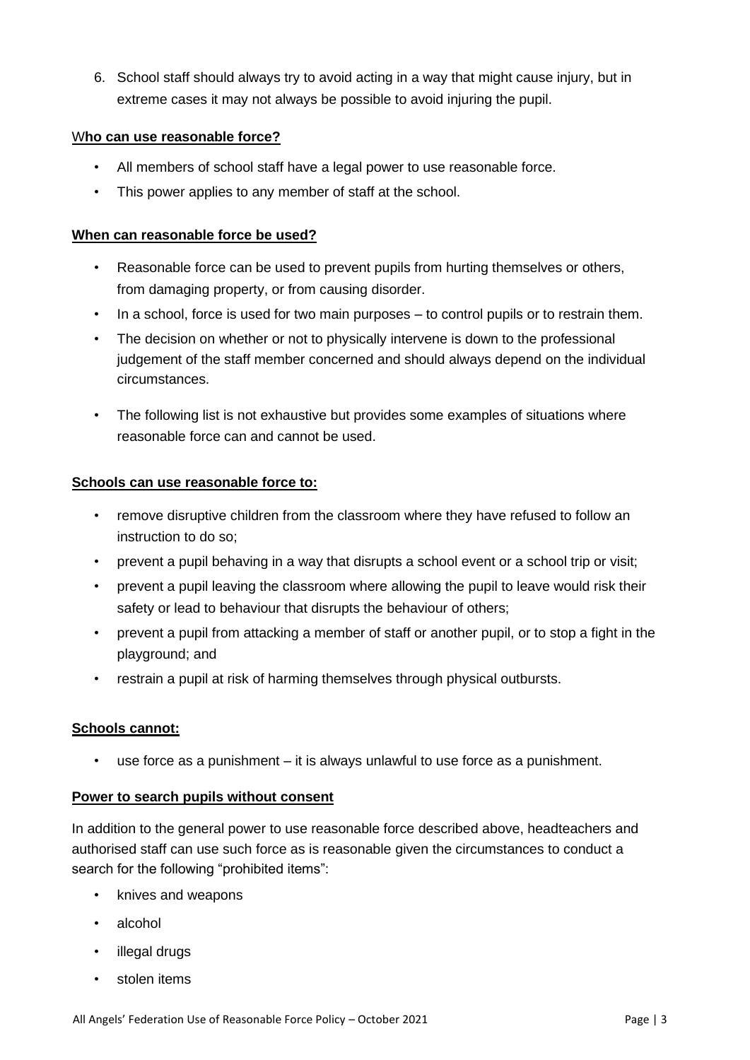6. School staff should always try to avoid acting in a way that might cause injury, but in extreme cases it may not always be possible to avoid injuring the pupil.

**Who can use reasonable force?**

- All members of school staff have a legal power to use reasonable force.
- This power applies to any member of staff at the school.

**When can reasonable force be used?**

- Reasonable force can be used to prevent pupils from hurting themselves or others, from damaging property, or from causing disorder.
- In a school, force is used for two main purposes – to control pupils or to restrain them.
- The decision on whether or not to physically intervene is down to the professional judgement of the staff member concerned and should always depend on the individual circumstances.
- The following list is not exhaustive but provides some examples of situations where reasonable force can and cannot be used.

**Schools can use reasonable force to:**

- remove disruptive children from the classroom where they have refused to follow an instruction to do so;
- prevent a pupil behaving in a way that disrupts a school event or a school trip or visit;
- prevent a pupil leaving the classroom where allowing the pupil to leave would risk their safety or lead to behaviour that disrupts the behaviour of others;
- prevent a pupil from attacking a member of staff or another pupil, or to stop a fight in the playground; and
- restrain a pupil at risk of harming themselves through physical outbursts.

**Schools cannot:**

- use force as a punishment – it is always unlawful to use force as a punishment.

**Power to search pupils without consent**

In addition to the general power to use reasonable force described above, headteachers and authorised staff can use such force as is reasonable given the circumstances to conduct a search for the following "prohibited items":

- knives and weapons
- alcohol
- illegal drugs
- stolen items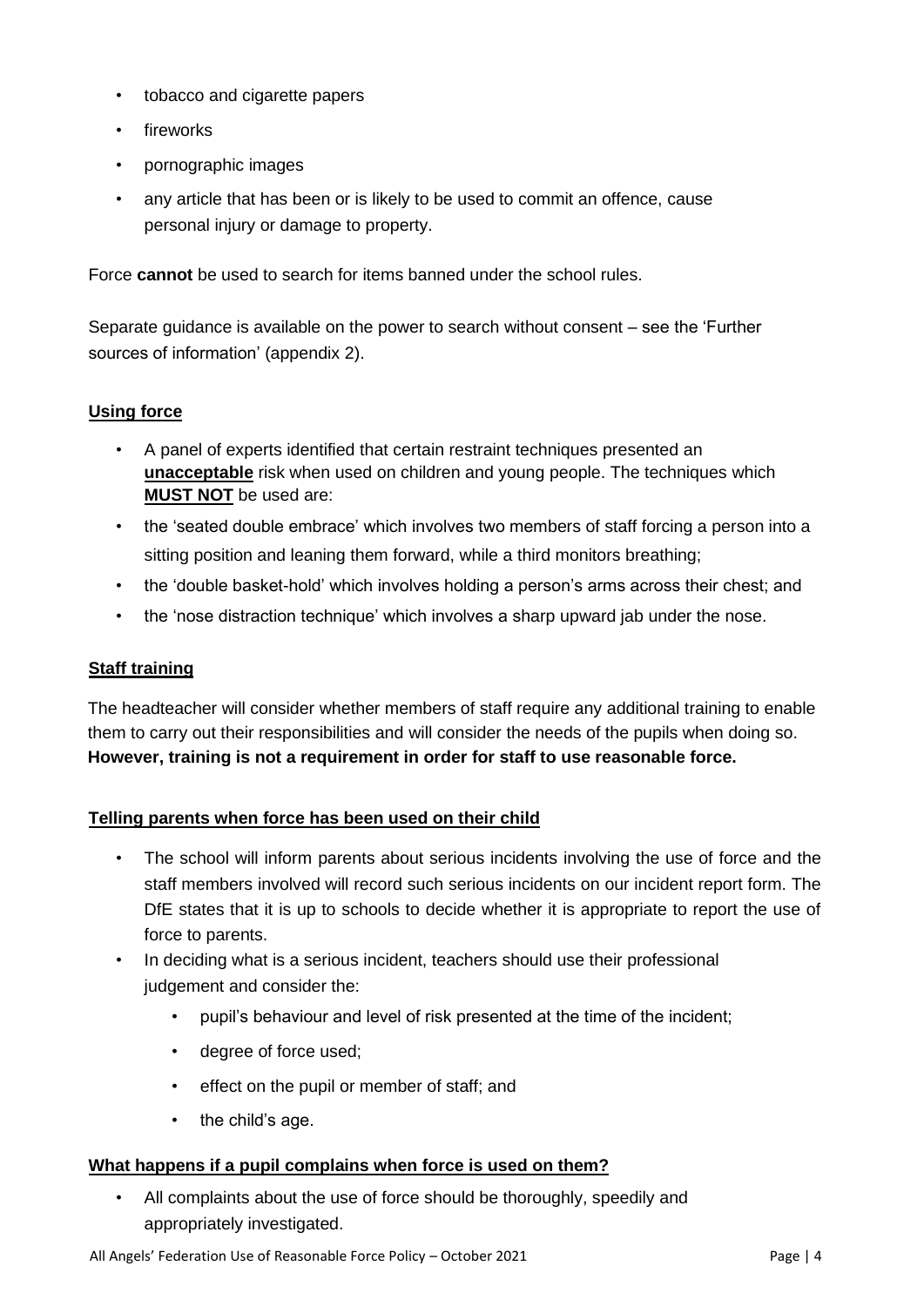- tobacco and cigarette papers
- fireworks
- pornographic images
- any article that has been or is likely to be used to commit an offence, cause personal injury or damage to property.

Force **cannot** be used to search for items banned under the school rules.

Separate guidance is available on the power to search without consent – see the 'Further sources of information' (appendix 2).

## Using force

- A panel of experts identified that certain restraint techniques presented an **unacceptable** risk when used on children and young people. The techniques which **MUST NOT** be used are:
- the 'seated double embrace' which involves two members of staff forcing a person into a sitting position and leaning them forward, while a third monitors breathing;
- the 'double basket-hold' which involves holding a person's arms across their chest; and
- the 'nose distraction technique' which involves a sharp upward jab under the nose.

## Staff training

The headteacher will consider whether members of staff require any additional training to enable them to carry out their responsibilities and will consider the needs of the pupils when doing so. **However, training is not a requirement in order for staff to use reasonable force.**

## Telling parents when force has been used on their child

- The school will inform parents about serious incidents involving the use of force and the staff members involved will record such serious incidents on our incident report form. The DfE states that it is up to schools to decide whether it is appropriate to report the use of force to parents.
- In deciding what is a serious incident, teachers should use their professional judgement and consider the:
  - pupil's behaviour and level of risk presented at the time of the incident;
  - degree of force used;
  - effect on the pupil or member of staff; and
  - the child's age.

## What happens if a pupil complains when force is used on them?

- All complaints about the use of force should be thoroughly, speedily and appropriately investigated.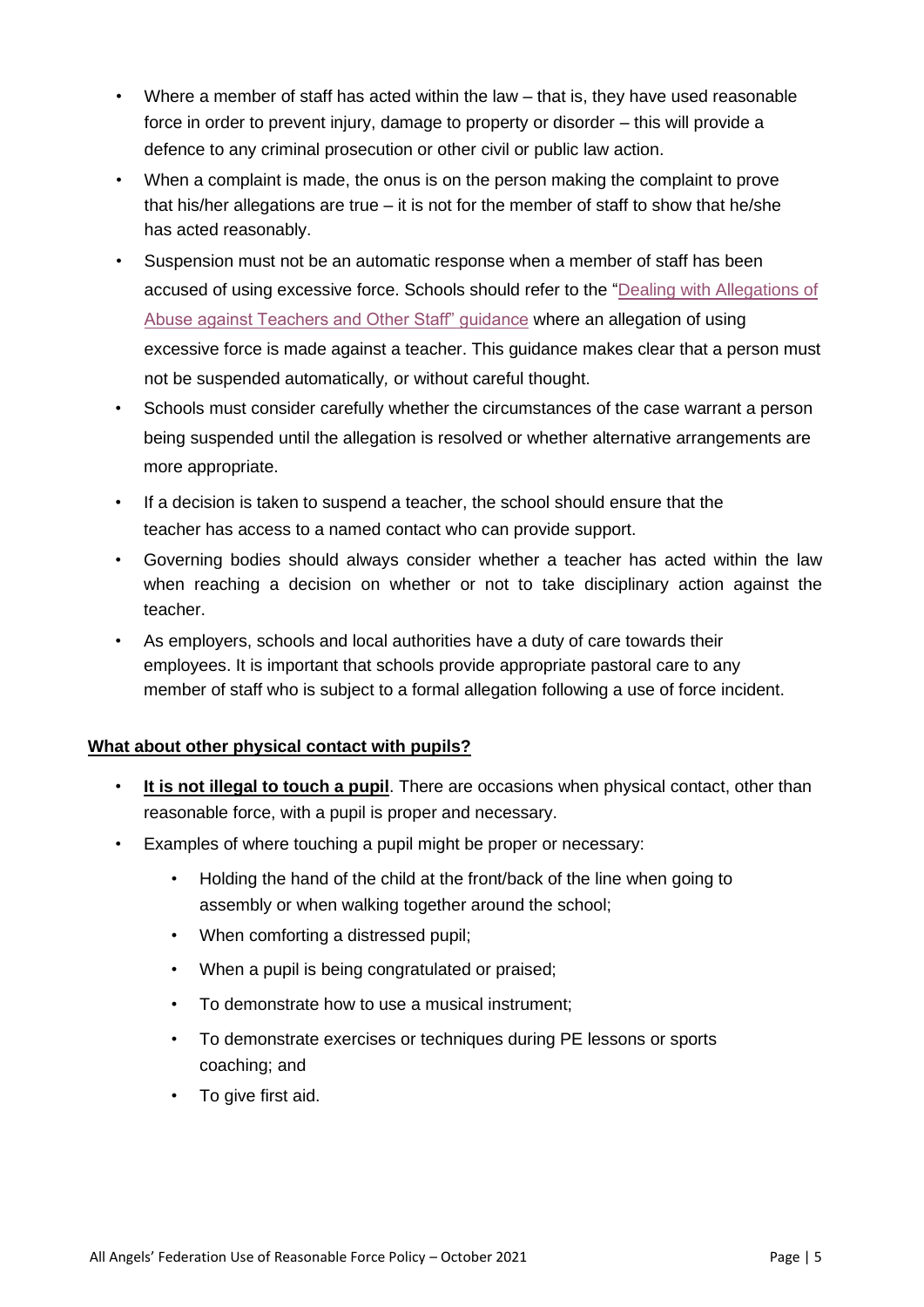- Where a member of staff has acted within the law – that is, they have used reasonable force in order to prevent injury, damage to property or disorder – this will provide a defence to any criminal prosecution or other civil or public law action.
- When a complaint is made, the onus is on the person making the complaint to prove that his/her allegations are true – it is not for the member of staff to show that he/she has acted reasonably.
- Suspension must not be an automatic response when a member of staff has been accused of using excessive force. Schools should refer to the "Dealing with Allegations of Abuse against Teachers and Other Staff" guidance where an allegation of using excessive force is made against a teacher. This guidance makes clear that a person must not be suspended automatically*,* or without careful thought.
- Schools must consider carefully whether the circumstances of the case warrant a person being suspended until the allegation is resolved or whether alternative arrangements are more appropriate.
- If a decision is taken to suspend a teacher, the school should ensure that the teacher has access to a named contact who can provide support.
- Governing bodies should always consider whether a teacher has acted within the law when reaching a decision on whether or not to take disciplinary action against the teacher.
- As employers, schools and local authorities have a duty of care towards their employees. It is important that schools provide appropriate pastoral care to any member of staff who is subject to a formal allegation following a use of force incident.

**What about other physical contact with pupils?**

- **It is not illegal to touch a pupil**. There are occasions when physical contact, other than reasonable force, with a pupil is proper and necessary.
- Examples of where touching a pupil might be proper or necessary:
  - Holding the hand of the child at the front/back of the line when going to assembly or when walking together around the school;
  - When comforting a distressed pupil;
  - When a pupil is being congratulated or praised;
  - To demonstrate how to use a musical instrument;
  - To demonstrate exercises or techniques during PE lessons or sports coaching; and
  - To give first aid.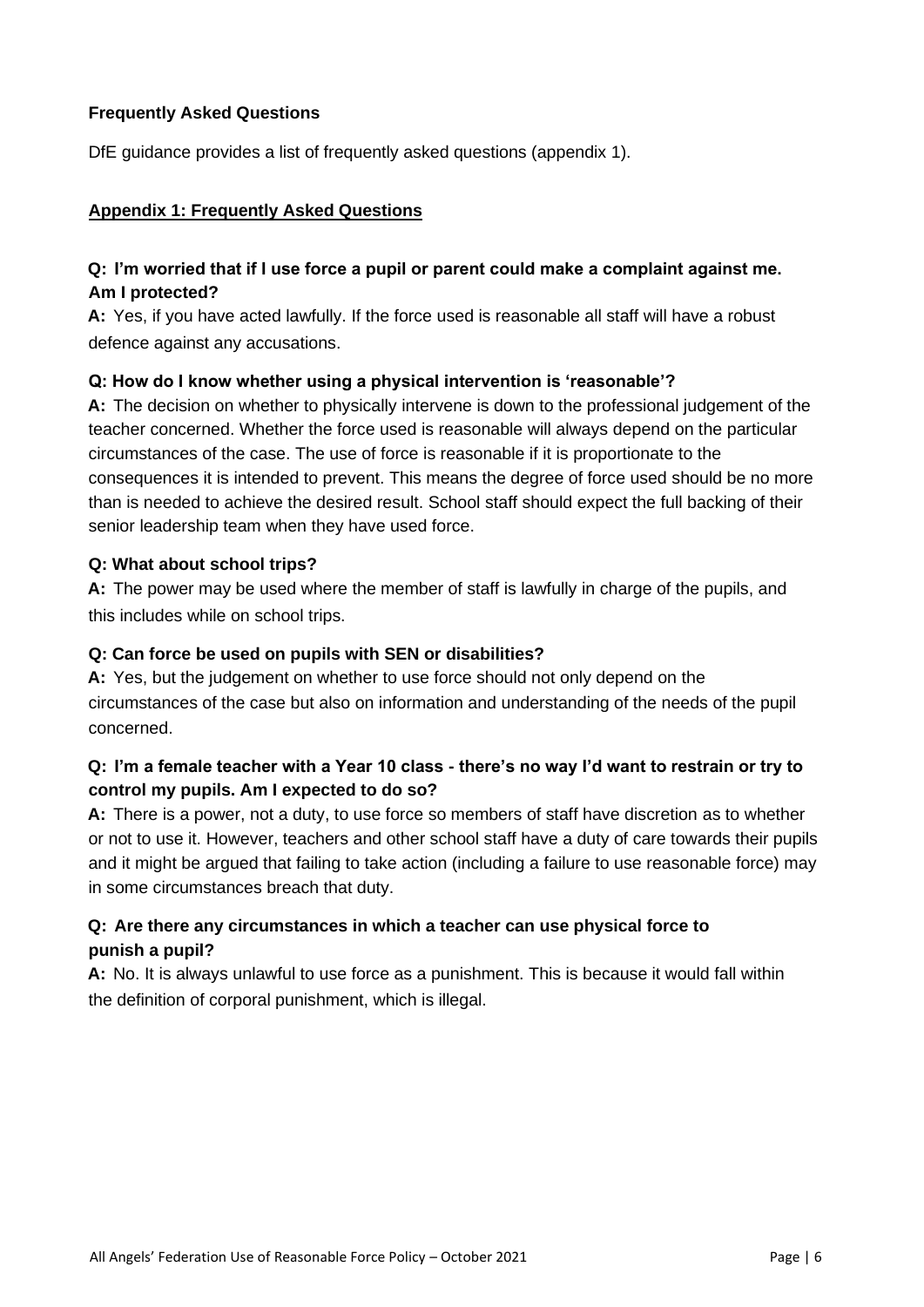**Frequently Asked Questions**

DfE guidance provides a list of frequently asked questions (appendix 1).

## Appendix 1: Frequently Asked Questions

**Q: I'm worried that if I use force a pupil or parent could make a complaint against me. Am I protected?**

**A:** Yes, if you have acted lawfully. If the force used is reasonable all staff will have a robust defence against any accusations.

**Q: How do I know whether using a physical intervention is 'reasonable'?**

**A:** The decision on whether to physically intervene is down to the professional judgement of the teacher concerned. Whether the force used is reasonable will always depend on the particular circumstances of the case. The use of force is reasonable if it is proportionate to the consequences it is intended to prevent. This means the degree of force used should be no more than is needed to achieve the desired result. School staff should expect the full backing of their senior leadership team when they have used force.

**Q: What about school trips?**

**A:** The power may be used where the member of staff is lawfully in charge of the pupils, and this includes while on school trips.

**Q: Can force be used on pupils with SEN or disabilities?**

**A:** Yes, but the judgement on whether to use force should not only depend on the circumstances of the case but also on information and understanding of the needs of the pupil concerned.

**Q: I'm a female teacher with a Year 10 class - there's no way I'd want to restrain or try to control my pupils. Am I expected to do so?**

**A:** There is a power, not a duty, to use force so members of staff have discretion as to whether or not to use it. However, teachers and other school staff have a duty of care towards their pupils and it might be argued that failing to take action (including a failure to use reasonable force) may in some circumstances breach that duty.

**Q: Are there any circumstances in which a teacher can use physical force to punish a pupil?**

**A:** No. It is always unlawful to use force as a punishment. This is because it would fall within the definition of corporal punishment, which is illegal.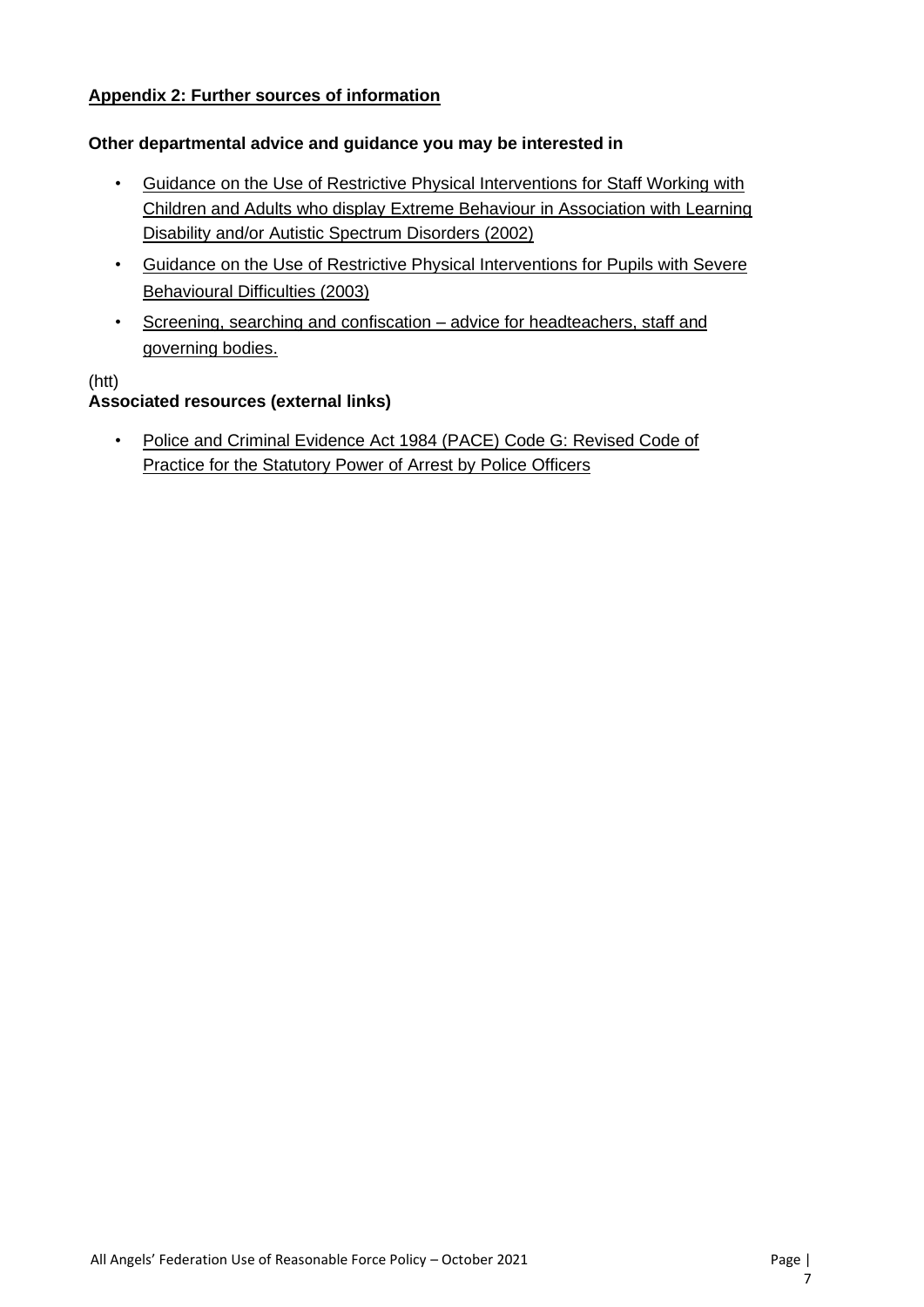## Appendix 2: Further sources of information

**Other departmental advice and guidance you may be interested in**

- Guidance on the Use of Restrictive Physical Interventions for Staff Working with Children and Adults who display Extreme Behaviour in Association with Learning Disability and/or Autistic Spectrum Disorders (2002)
- Guidance on the Use of Restrictive Physical Interventions for Pupils with Severe Behavioural Difficulties (2003)
- Screening, searching and confiscation – advice for headteachers, staff and governing bodies.

(htt)

**Associated resources (external links)**

- Police and Criminal Evidence Act 1984 (PACE) Code G: Revised Code of Practice for the Statutory Power of Arrest by Police Officers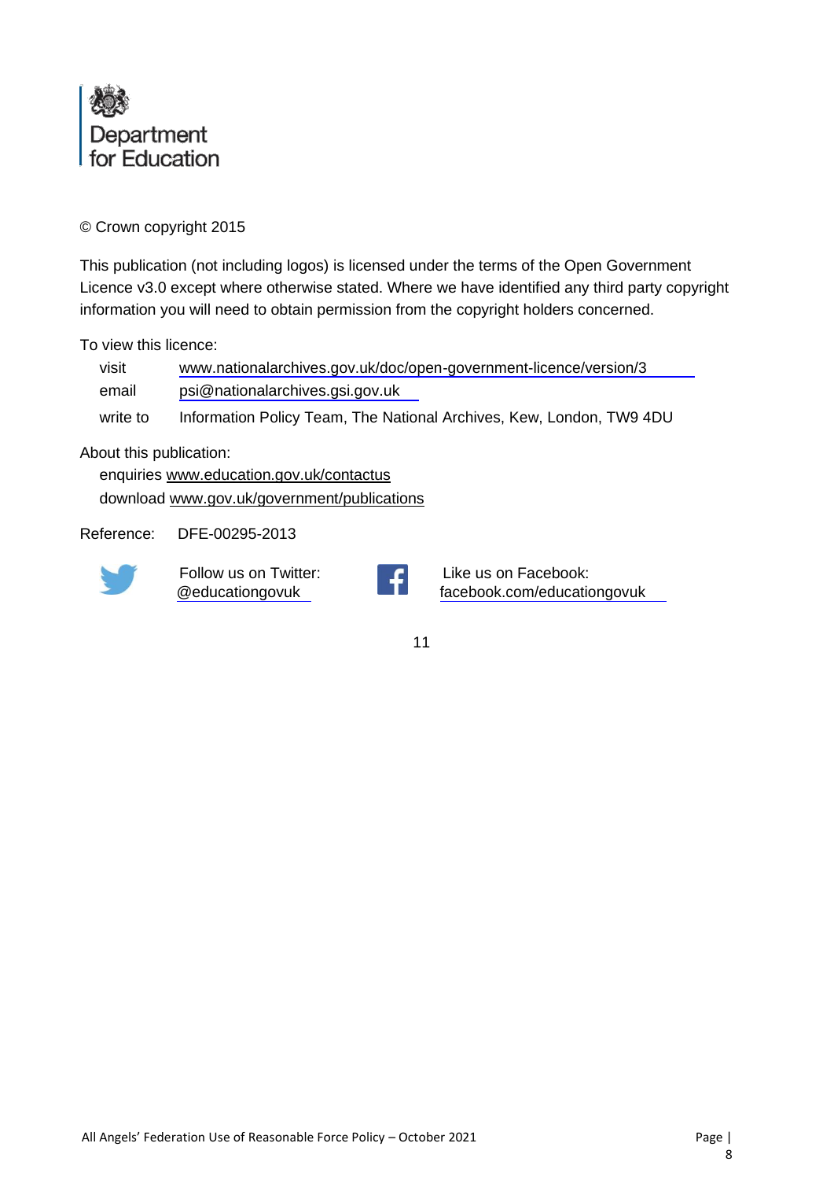Department for Education

© Crown copyright 2015

This publication (not including logos) is licensed under the terms of the Open Government Licence v3.0 except where otherwise stated. Where we have identified any third party copyright information you will need to obtain permission from the copyright holders concerned.

To view this licence:

| | |
|---|---|
| visit | www.nationalarchives.gov.uk/doc/open-government-licence/version/3 |
| email | psi@nationalarchives.gsi.gov.uk |
| write to | Information Policy Team, The National Archives, Kew, London, TW9 4DU |

About this publication:

enquiries www.education.gov.uk/contactus
download www.gov.uk/government/publications

Reference: DFE-00295-2013

Follow us on Twitter: @educationgovuk

Like us on Facebook: facebook.com/educationgovuk

11